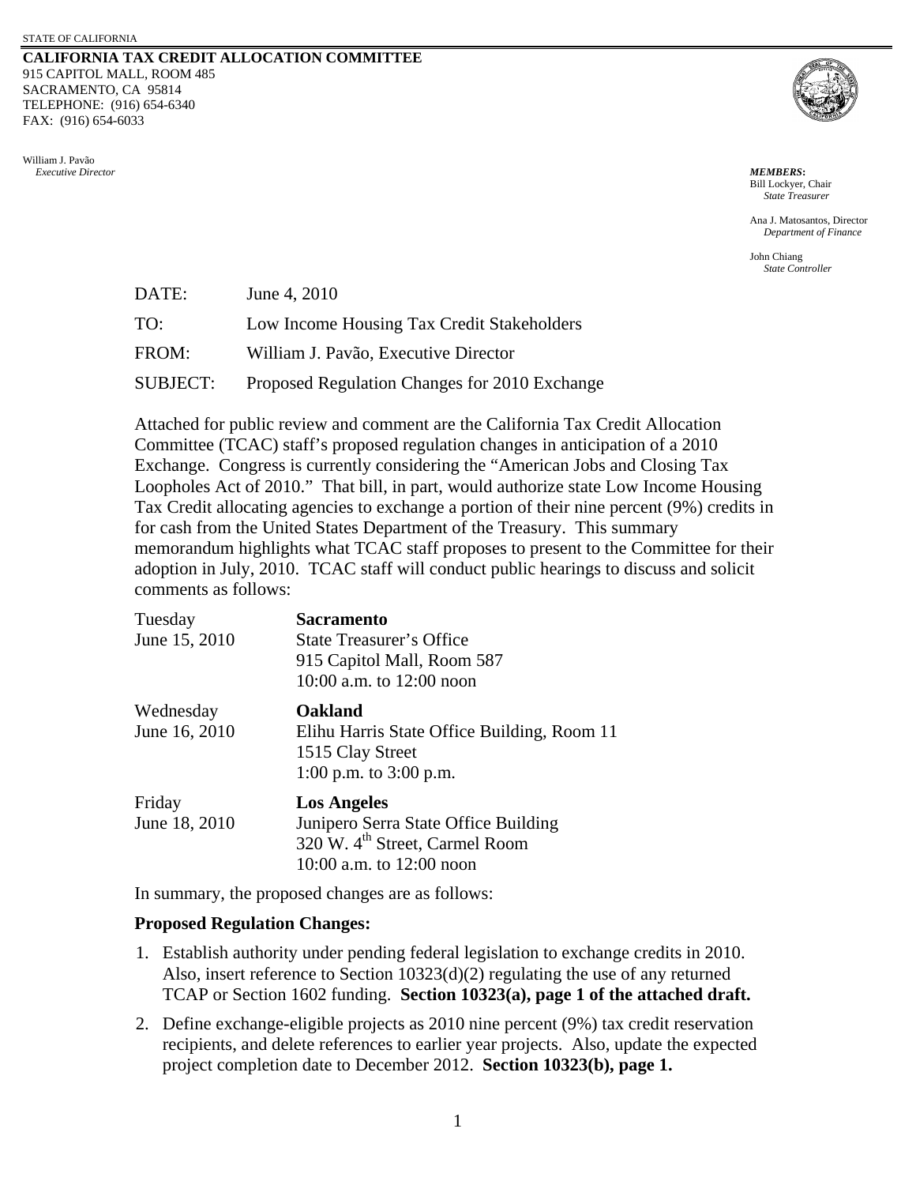STATE OF CALIFORNIA

**CALIFORNIA TAX CREDIT ALLOCATION COMMITTEE**
915 CAPITOL MALL, ROOM 485
SACRAMENTO, CA 95814
TELEPHONE: (916) 654-6340
FAX: (916) 654-6033

William J. Pavão
*Executive Director*

***MEMBERS*:**
Bill Lockyer, Chair
*State Treasurer*

Ana J. Matosantos, Director
*Department of Finance*

John Chiang
*State Controller*

DATE: June 4, 2010

TO: Low Income Housing Tax Credit Stakeholders

FROM: William J. Pavão, Executive Director

SUBJECT: Proposed Regulation Changes for 2010 Exchange

Attached for public review and comment are the California Tax Credit Allocation Committee (TCAC) staff's proposed regulation changes in anticipation of a 2010 Exchange. Congress is currently considering the "American Jobs and Closing Tax Loopholes Act of 2010." That bill, in part, would authorize state Low Income Housing Tax Credit allocating agencies to exchange a portion of their nine percent (9%) credits in for cash from the United States Department of the Treasury. This summary memorandum highlights what TCAC staff proposes to present to the Committee for their adoption in July, 2010. TCAC staff will conduct public hearings to discuss and solicit comments as follows:

Tuesday
June 15, 2010

**Sacramento**
State Treasurer's Office
915 Capitol Mall, Room 587
10:00 a.m. to 12:00 noon

Wednesday
June 16, 2010

**Oakland**
Elihu Harris State Office Building, Room 11
1515 Clay Street
1:00 p.m. to 3:00 p.m.

Friday
June 18, 2010

**Los Angeles**
Junipero Serra State Office Building
320 W. 4th Street, Carmel Room
10:00 a.m. to 12:00 noon

In summary, the proposed changes are as follows:

**Proposed Regulation Changes:**

1. Establish authority under pending federal legislation to exchange credits in 2010. Also, insert reference to Section 10323(d)(2) regulating the use of any returned TCAP or Section 1602 funding. **Section 10323(a), page 1 of the attached draft.**

2. Define exchange-eligible projects as 2010 nine percent (9%) tax credit reservation recipients, and delete references to earlier year projects. Also, update the expected project completion date to December 2012. **Section 10323(b), page 1.**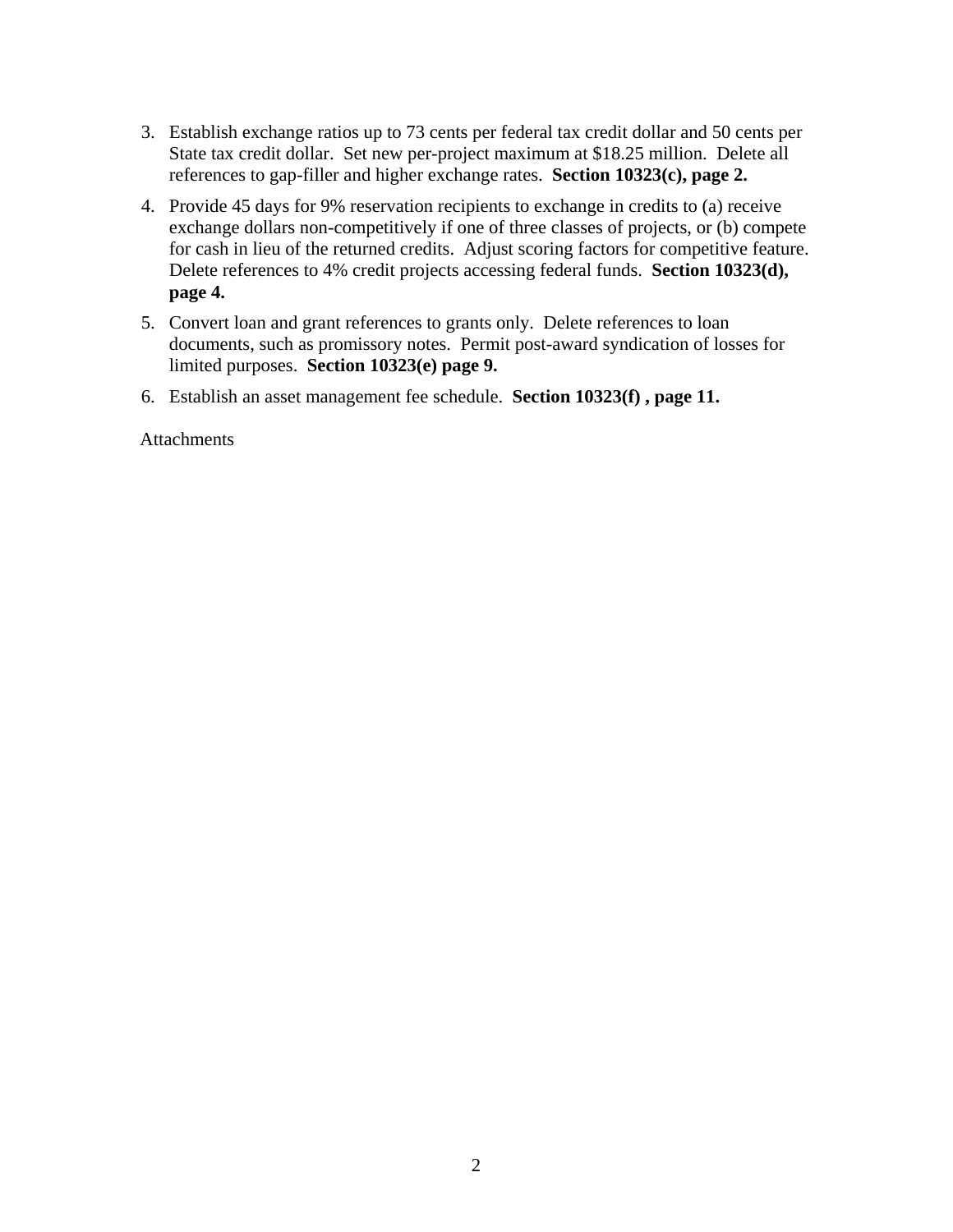3. Establish exchange ratios up to 73 cents per federal tax credit dollar and 50 cents per State tax credit dollar. Set new per-project maximum at $18.25 million. Delete all references to gap-filler and higher exchange rates. **Section 10323(c), page 2.**
4. Provide 45 days for 9% reservation recipients to exchange in credits to (a) receive exchange dollars non-competitively if one of three classes of projects, or (b) compete for cash in lieu of the returned credits. Adjust scoring factors for competitive feature. Delete references to 4% credit projects accessing federal funds. **Section 10323(d), page 4.**
5. Convert loan and grant references to grants only. Delete references to loan documents, such as promissory notes. Permit post-award syndication of losses for limited purposes. **Section 10323(e) page 9.**
6. Establish an asset management fee schedule. **Section 10323(f) , page 11.**

Attachments